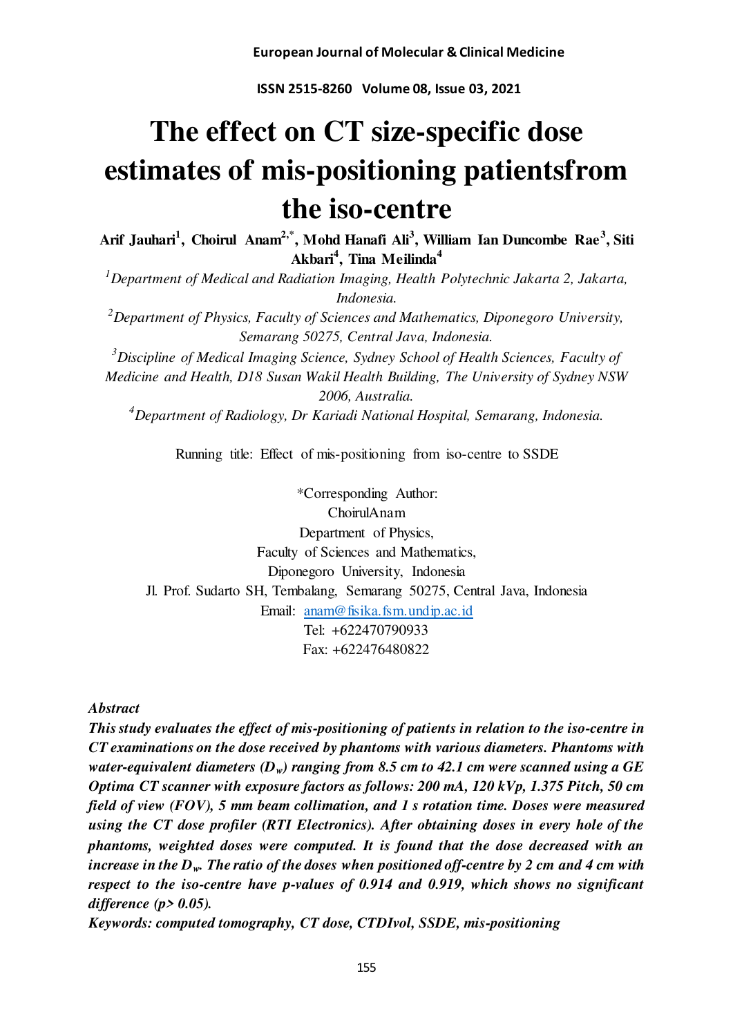# The effect on CT size-specific dose estimates of mis-positioning patientsfrom the iso-centre

**Arif Jauhari[1], Choirul Anam[2,\*], Mohd Hanafi Ali[3], William Ian Duncombe Rae[3], Siti Akbari[4], Tina Meilinda[4]**

*[1]Department of Medical and Radiation Imaging, Health Polytechnic Jakarta 2, Jakarta, Indonesia.*

*[2]Department of Physics, Faculty of Sciences and Mathematics, Diponegoro University, Semarang 50275, Central Java, Indonesia.*

*[3]Discipline of Medical Imaging Science, Sydney School of Health Sciences, Faculty of Medicine and Health, D18 Susan Wakil Health Building, The University of Sydney NSW 2006, Australia.*

*[4]Department of Radiology, Dr Kariadi National Hospital, Semarang, Indonesia.*

Running title: Effect of mis-positioning from iso-centre to SSDE

\*Corresponding Author:
ChoirulAnam
Department of Physics,
Faculty of Sciences and Mathematics,
Diponegoro University, Indonesia
Jl. Prof. Sudarto SH, Tembalang, Semarang 50275, Central Java, Indonesia
Email: anam@fisika.fsm.undip.ac.id
Tel: +622470790933
Fax: +622476480822

***Abstract***

***This study evaluates the effect of mis-positioning of patients in relation to the iso-centre in CT examinations on the dose received by phantoms with various diameters. Phantoms with water-equivalent diameters ($D_w$) ranging from 8.5 cm to 42.1 cm were scanned using a GE Optima CT scanner with exposure factors as follows: 200 mA, 120 kVp, 1.375 Pitch, 50 cm field of view (FOV), 5 mm beam collimation, and 1 s rotation time. Doses were measured using the CT dose profiler (RTI Electronics). After obtaining doses in every hole of the phantoms, weighted doses were computed. It is found that the dose decreased with an increase in the $D_w$. The ratio of the doses when positioned off-centre by 2 cm and 4 cm with respect to the iso-centre have p-values of 0.914 and 0.919, which shows no significant difference ($p > 0.05$).***

***Keywords: computed tomography, CT dose, CTDIvol, SSDE, mis-positioning***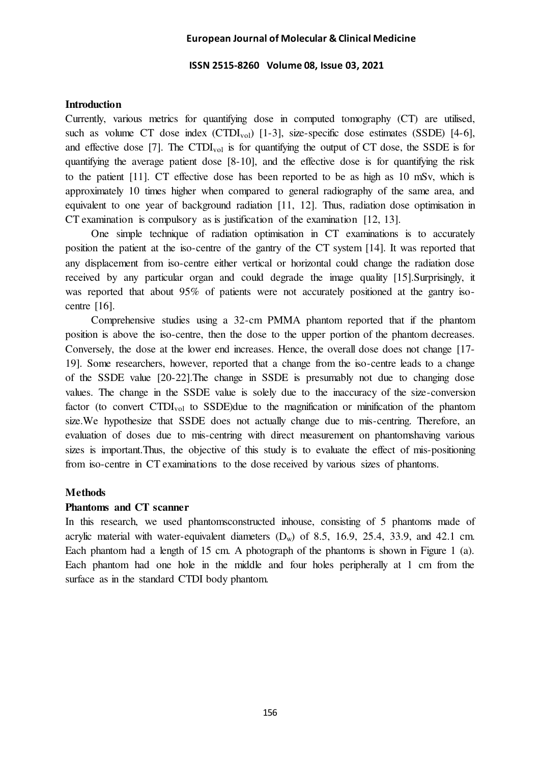## Introduction

Currently, various metrics for quantifying dose in computed tomography (CT) are utilised, such as volume CT dose index ($CTDI_{vol}$) [1-3], size-specific dose estimates (SSDE) [4-6], and effective dose [7]. The $CTDI_{vol}$ is for quantifying the output of CT dose, the SSDE is for quantifying the average patient dose [8-10], and the effective dose is for quantifying the risk to the patient [11]. CT effective dose has been reported to be as high as 10 mSv, which is approximately 10 times higher when compared to general radiography of the same area, and equivalent to one year of background radiation [11, 12]. Thus, radiation dose optimisation in CT examination is compulsory as is justification of the examination [12, 13].

One simple technique of radiation optimisation in CT examinations is to accurately position the patient at the iso-centre of the gantry of the CT system [14]. It was reported that any displacement from iso-centre either vertical or horizontal could change the radiation dose received by any particular organ and could degrade the image quality [15].Surprisingly, it was reported that about 95% of patients were not accurately positioned at the gantry iso-centre [16].

Comprehensive studies using a 32-cm PMMA phantom reported that if the phantom position is above the iso-centre, then the dose to the upper portion of the phantom decreases. Conversely, the dose at the lower end increases. Hence, the overall dose does not change [17-19]. Some researchers, however, reported that a change from the iso-centre leads to a change of the SSDE value [20-22].The change in SSDE is presumably not due to changing dose values. The change in the SSDE value is solely due to the inaccuracy of the size-conversion factor (to convert $CTDI_{vol}$ to SSDE)due to the magnification or minification of the phantom size.We hypothesize that SSDE does not actually change due to mis-centring. Therefore, an evaluation of doses due to mis-centring with direct measurement on phantomshaving various sizes is important.Thus, the objective of this study is to evaluate the effect of mis-positioning from iso-centre in CT examinations to the dose received by various sizes of phantoms.

## Methods

### Phantoms and CT scanner

In this research, we used phantomsconstructed inhouse, consisting of 5 phantoms made of acrylic material with water-equivalent diameters ($D_w$) of 8.5, 16.9, 25.4, 33.9, and 42.1 cm. Each phantom had a length of 15 cm. A photograph of the phantoms is shown in Figure 1 (a). Each phantom had one hole in the middle and four holes peripherally at 1 cm from the surface as in the standard CTDI body phantom.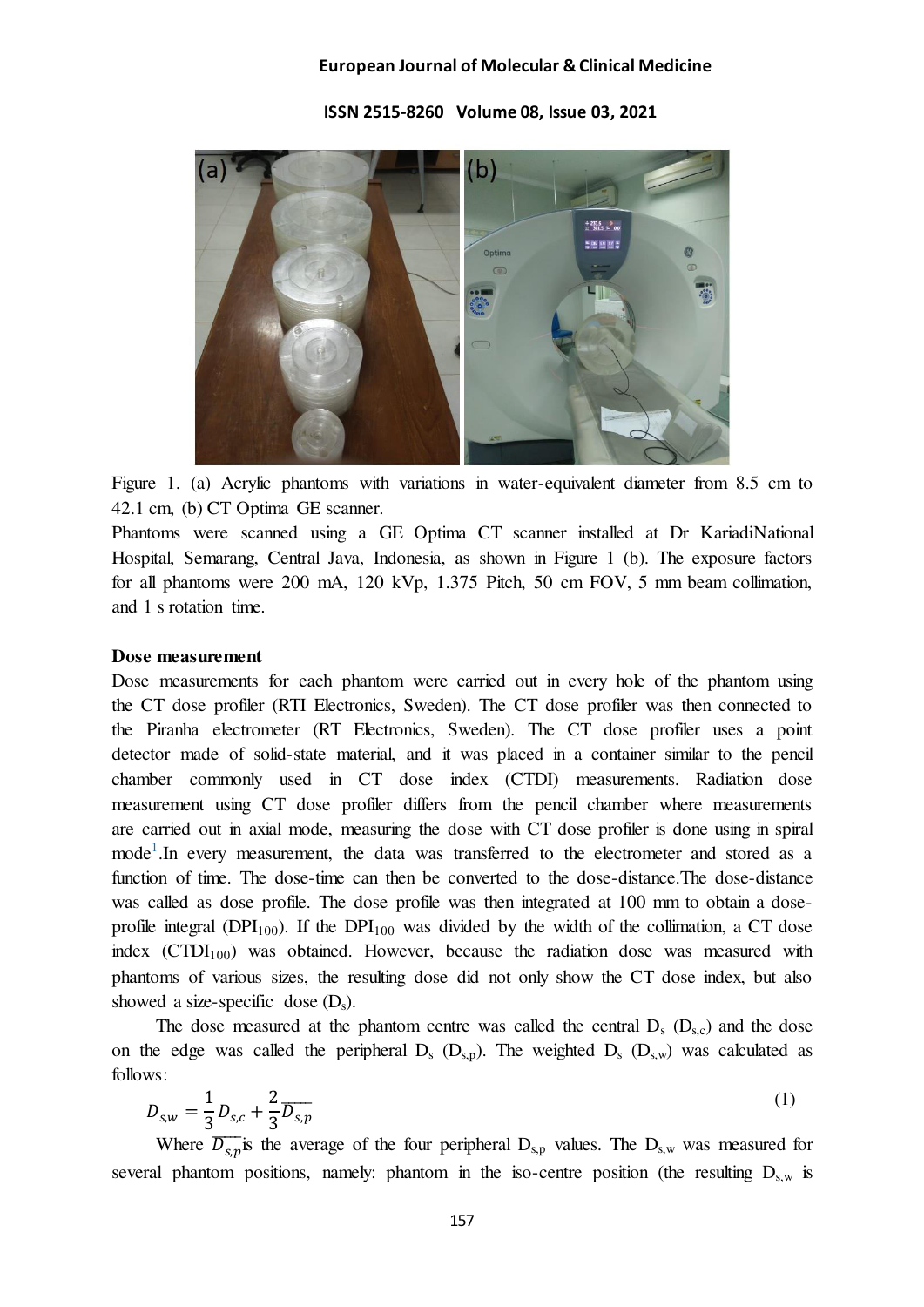Figure 1. (a) Acrylic phantoms with variations in water-equivalent diameter from 8.5 cm to 42.1 cm, (b) CT Optima GE scanner.

Phantoms were scanned using a GE Optima CT scanner installed at Dr KariadiNational Hospital, Semarang, Central Java, Indonesia, as shown in Figure 1 (b). The exposure factors for all phantoms were 200 mA, 120 kVp, 1.375 Pitch, 50 cm FOV, 5 mm beam collimation, and 1 s rotation time.

**Dose measurement**

Dose measurements for each phantom were carried out in every hole of the phantom using the CT dose profiler (RTI Electronics, Sweden). The CT dose profiler was then connected to the Piranha electrometer (RT Electronics, Sweden). The CT dose profiler uses a point detector made of solid-state material, and it was placed in a container similar to the pencil chamber commonly used in CT dose index (CTDI) measurements. Radiation dose measurement using CT dose profiler differs from the pencil chamber where measurements are carried out in axial mode, measuring the dose with CT dose profiler is done using in spiral mode[1].In every measurement, the data was transferred to the electrometer and stored as a function of time. The dose-time can then be converted to the dose-distance.The dose-distance was called as dose profile. The dose profile was then integrated at 100 mm to obtain a dose-profile integral ($DPI_{100}$). If the $DPI_{100}$ was divided by the width of the collimation, a CT dose index ($CTDI_{100}$) was obtained. However, because the radiation dose was measured with phantoms of various sizes, the resulting dose did not only show the CT dose index, but also showed a size-specific dose ($D_s$).

The dose measured at the phantom centre was called the central $D_s$ ($D_{s,c}$) and the dose on the edge was called the peripheral $D_s$ ($D_{s,p}$). The weighted $D_s$ ($D_{s,w}$) was calculated as follows:

$$D_{s,w} = \frac{1}{3} D_{s,c} + \frac{2}{3} \overline{D_{s,p}} \tag{1}$$

Where $\overline{D_{s,p}}$ is the average of the four peripheral $D_{s,p}$ values. The $D_{s,w}$ was measured for several phantom positions, namely: phantom in the iso-centre position (the resulting $D_{s,w}$ is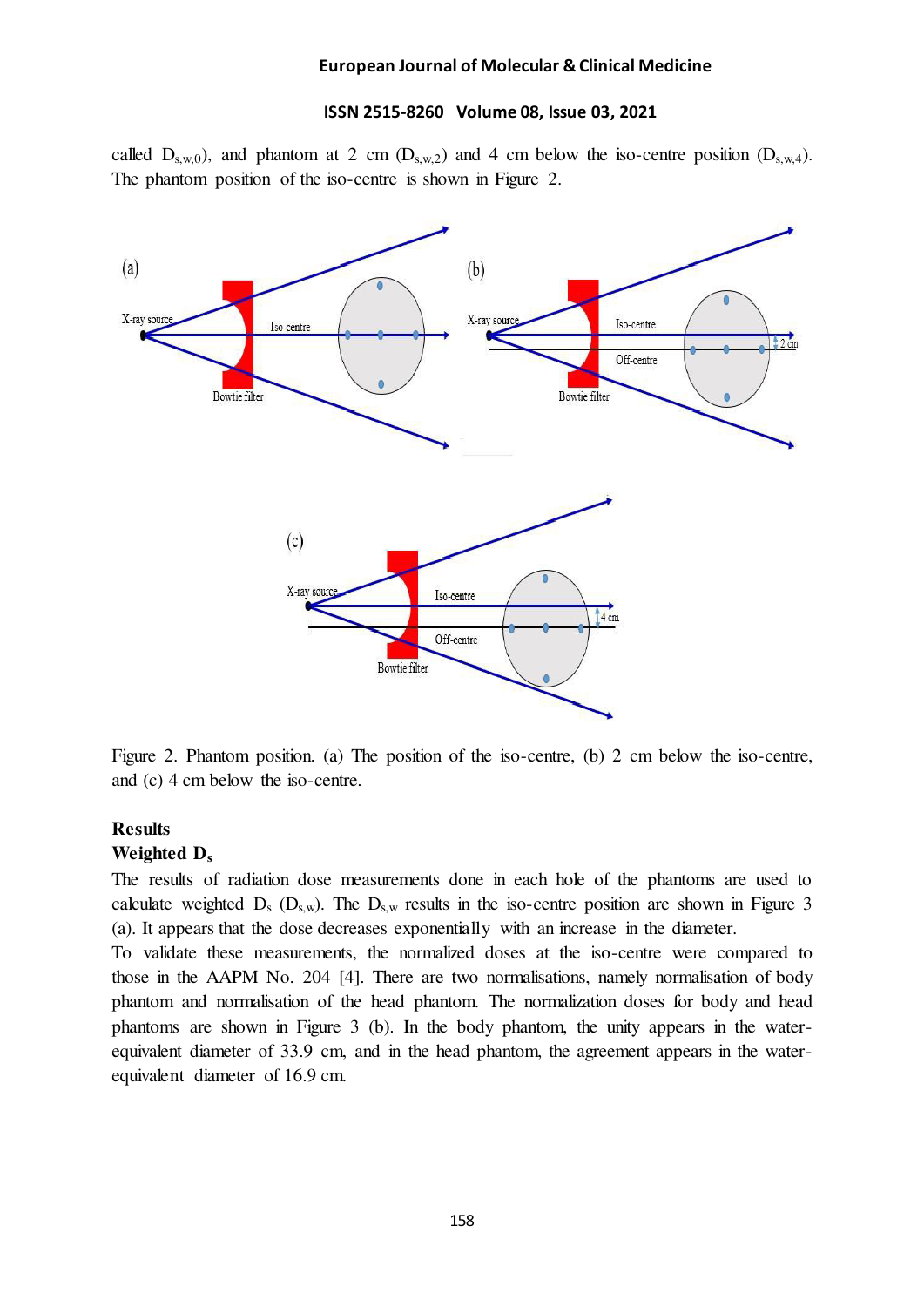called $D_{s,w,0}$), and phantom at 2 cm ($D_{s,w,2}$) and 4 cm below the iso-centre position ($D_{s,w,4}$). The phantom position of the iso-centre is shown in Figure 2.

Figure 2. Phantom position. (a) The position of the iso-centre, (b) 2 cm below the iso-centre, and (c) 4 cm below the iso-centre.

## Results

### Weighted $D_s$

The results of radiation dose measurements done in each hole of the phantoms are used to calculate weighted $D_s$ ($D_{s,w}$). The $D_{s,w}$ results in the iso-centre position are shown in Figure 3 (a). It appears that the dose decreases exponentially with an increase in the diameter.

To validate these measurements, the normalized doses at the iso-centre were compared to those in the AAPM No. 204 [4]. There are two normalisations, namely normalisation of body phantom and normalisation of the head phantom. The normalization doses for body and head phantoms are shown in Figure 3 (b). In the body phantom, the unity appears in the water-equivalent diameter of 33.9 cm, and in the head phantom, the agreement appears in the water-equivalent diameter of 16.9 cm.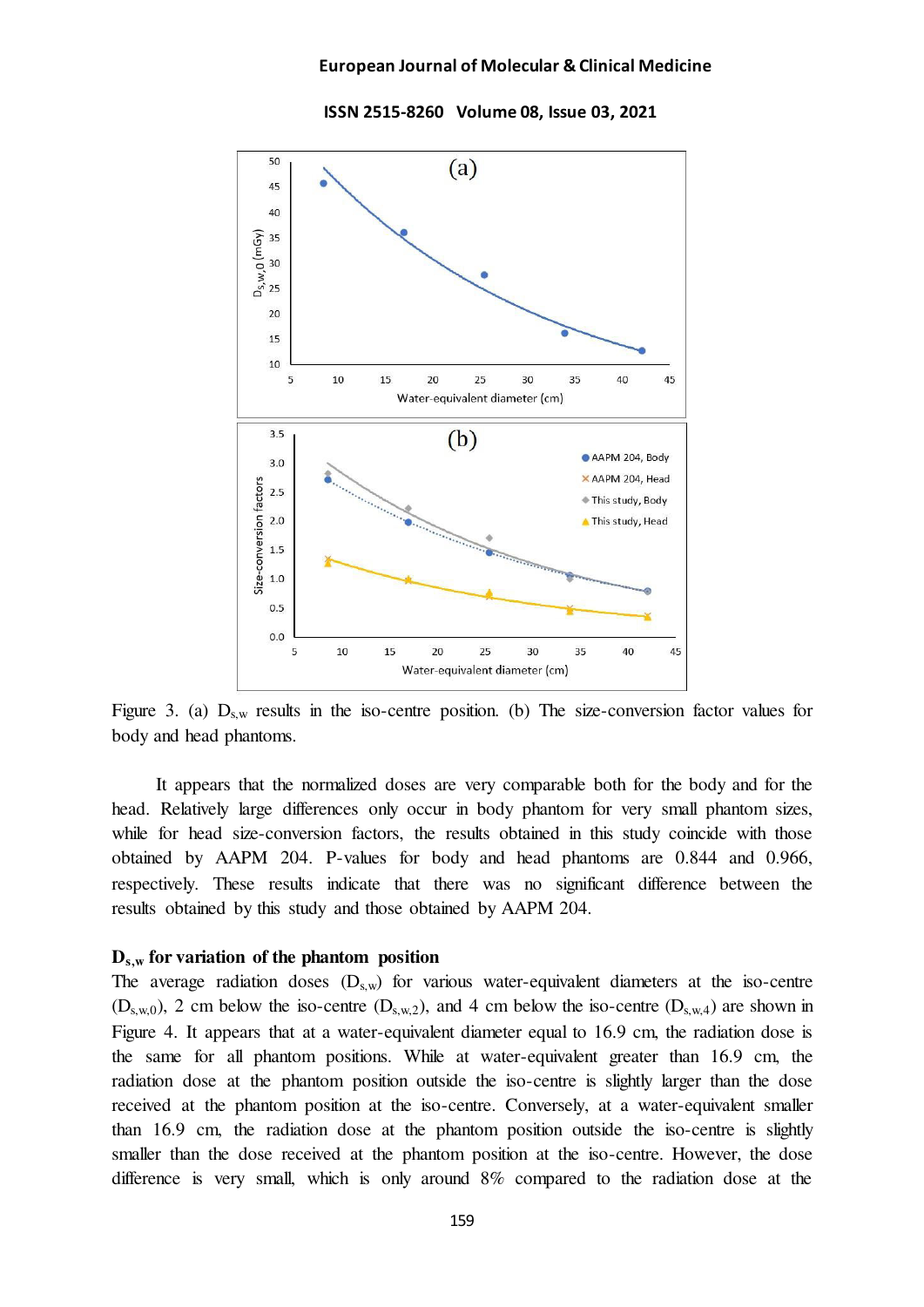Figure 3. (a) $D_{s,w}$ results in the iso-centre position. (b) The size-conversion factor values for body and head phantoms.

It appears that the normalized doses are very comparable both for the body and for the head. Relatively large differences only occur in body phantom for very small phantom sizes, while for head size-conversion factors, the results obtained in this study coincide with those obtained by AAPM 204. P-values for body and head phantoms are 0.844 and 0.966, respectively. These results indicate that there was no significant difference between the results obtained by this study and those obtained by AAPM 204.

### $D_{s,w}$ for variation of the phantom position

The average radiation doses ($D_{s,w}$) for various water-equivalent diameters at the iso-centre ($D_{s,w,0}$), 2 cm below the iso-centre ($D_{s,w,2}$), and 4 cm below the iso-centre ($D_{s,w,4}$) are shown in Figure 4. It appears that at a water-equivalent diameter equal to 16.9 cm, the radiation dose is the same for all phantom positions. While at water-equivalent greater than 16.9 cm, the radiation dose at the phantom position outside the iso-centre is slightly larger than the dose received at the phantom position at the iso-centre. Conversely, at a water-equivalent smaller than 16.9 cm, the radiation dose at the phantom position outside the iso-centre is slightly smaller than the dose received at the phantom position at the iso-centre. However, the dose difference is very small, which is only around 8% compared to the radiation dose at the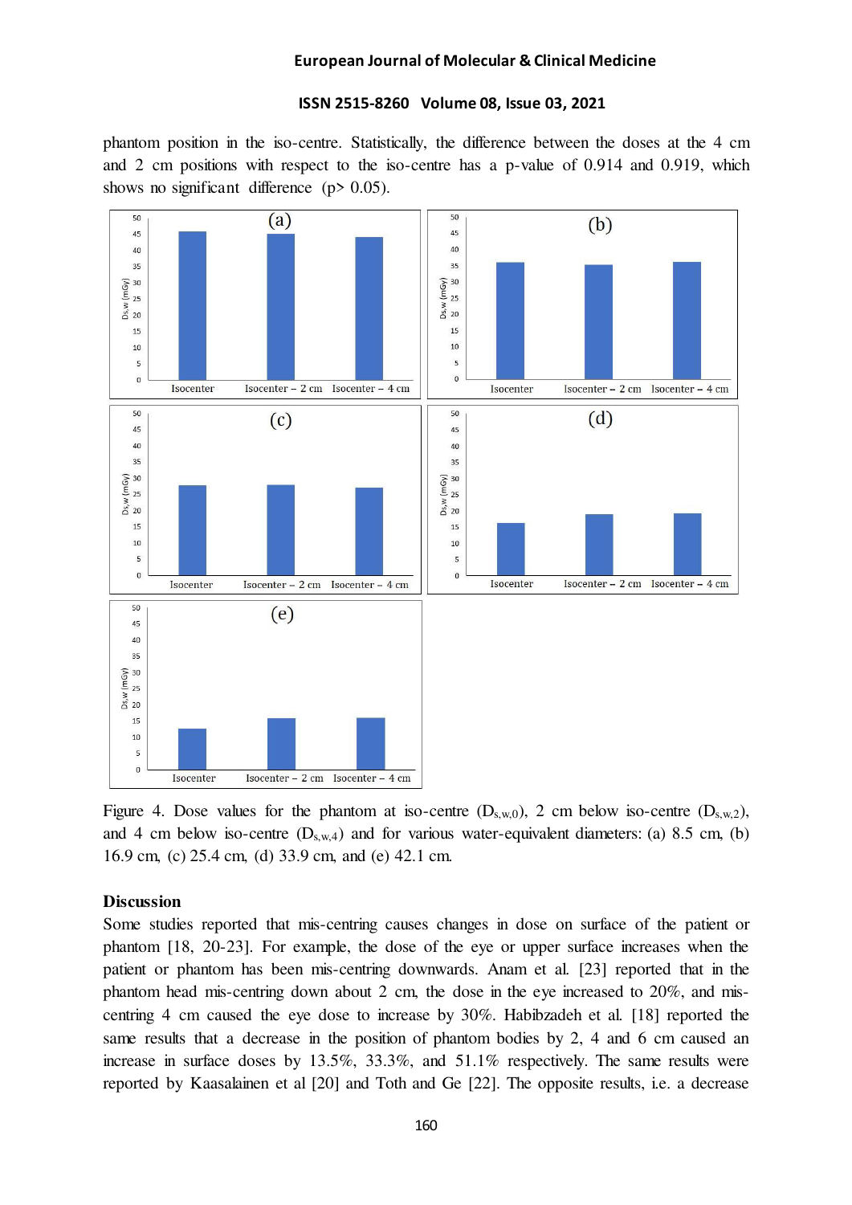phantom position in the iso-centre. Statistically, the difference between the doses at the 4 cm and 2 cm positions with respect to the iso-centre has a p-value of 0.914 and 0.919, which shows no significant difference ($p > 0.05$).

Figure 4. Dose values for the phantom at iso-centre ($D_{s,w,0}$), 2 cm below iso-centre ($D_{s,w,2}$), and 4 cm below iso-centre ($D_{s,w,4}$) and for various water-equivalent diameters: (a) 8.5 cm, (b) 16.9 cm, (c) 25.4 cm, (d) 33.9 cm, and (e) 42.1 cm.

**Discussion**

Some studies reported that mis-centring causes changes in dose on surface of the patient or phantom [18, 20-23]. For example, the dose of the eye or upper surface increases when the patient or phantom has been mis-centring downwards. Anam et al. [23] reported that in the phantom head mis-centring down about 2 cm, the dose in the eye increased to 20%, and mis-centring 4 cm caused the eye dose to increase by 30%. Habibzadeh et al. [18] reported the same results that a decrease in the position of phantom bodies by 2, 4 and 6 cm caused an increase in surface doses by 13.5%, 33.3%, and 51.1% respectively. The same results were reported by Kaasalainen et al [20] and Toth and Ge [22]. The opposite results, i.e. a decrease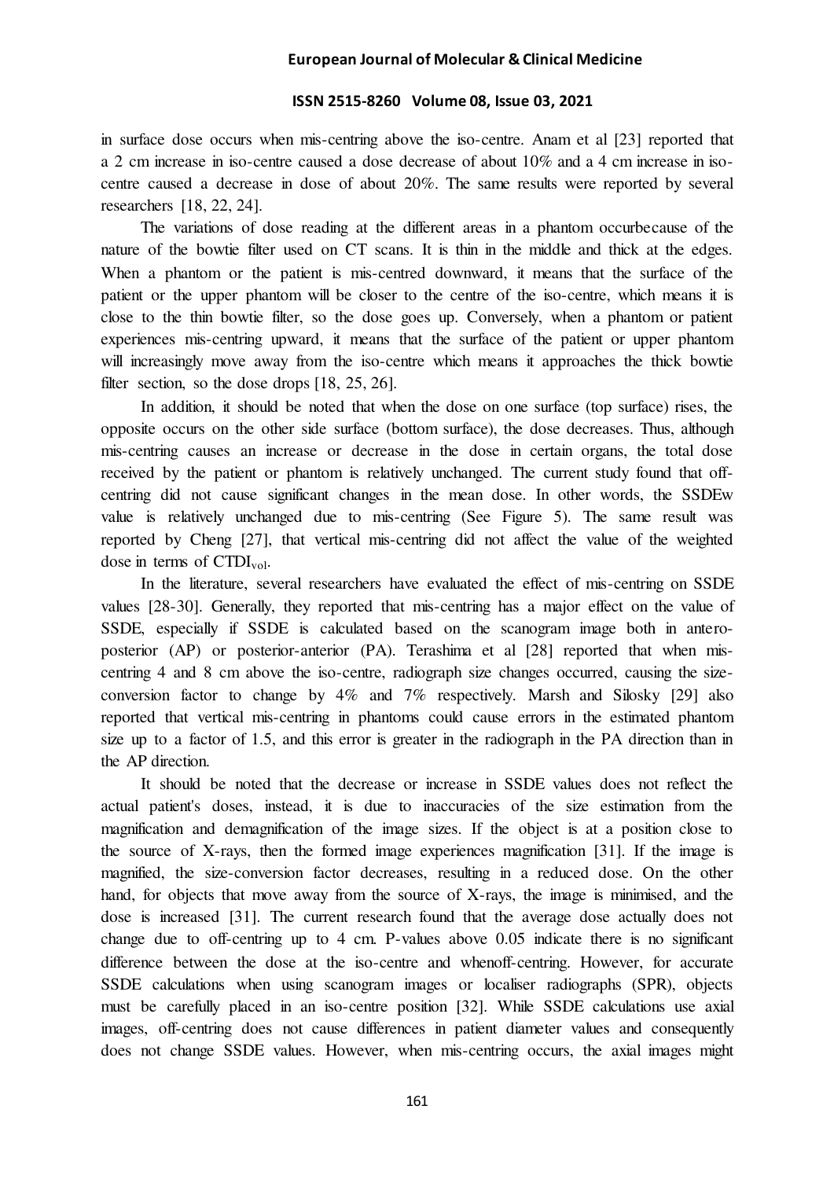in surface dose occurs when mis-centring above the iso-centre. Anam et al [23] reported that a 2 cm increase in iso-centre caused a dose decrease of about 10% and a 4 cm increase in iso-centre caused a decrease in dose of about 20%. The same results were reported by several researchers [18, 22, 24].

The variations of dose reading at the different areas in a phantom occurbecause of the nature of the bowtie filter used on CT scans. It is thin in the middle and thick at the edges. When a phantom or the patient is mis-centred downward, it means that the surface of the patient or the upper phantom will be closer to the centre of the iso-centre, which means it is close to the thin bowtie filter, so the dose goes up. Conversely, when a phantom or patient experiences mis-centring upward, it means that the surface of the patient or upper phantom will increasingly move away from the iso-centre which means it approaches the thick bowtie filter section, so the dose drops [18, 25, 26].

In addition, it should be noted that when the dose on one surface (top surface) rises, the opposite occurs on the other side surface (bottom surface), the dose decreases. Thus, although mis-centring causes an increase or decrease in the dose in certain organs, the total dose received by the patient or phantom is relatively unchanged. The current study found that off-centring did not cause significant changes in the mean dose. In other words, the SSDEw value is relatively unchanged due to mis-centring (See Figure 5). The same result was reported by Cheng [27], that vertical mis-centring did not affect the value of the weighted dose in terms of $CTDI_{vol}$.

In the literature, several researchers have evaluated the effect of mis-centring on SSDE values [28-30]. Generally, they reported that mis-centring has a major effect on the value of SSDE, especially if SSDE is calculated based on the scanogram image both in antero-posterior (AP) or posterior-anterior (PA). Terashima et al [28] reported that when mis-centring 4 and 8 cm above the iso-centre, radiograph size changes occurred, causing the size-conversion factor to change by 4% and 7% respectively. Marsh and Silosky [29] also reported that vertical mis-centring in phantoms could cause errors in the estimated phantom size up to a factor of 1.5, and this error is greater in the radiograph in the PA direction than in the AP direction.

It should be noted that the decrease or increase in SSDE values does not reflect the actual patient's doses, instead, it is due to inaccuracies of the size estimation from the magnification and demagnification of the image sizes. If the object is at a position close to the source of X-rays, then the formed image experiences magnification [31]. If the image is magnified, the size-conversion factor decreases, resulting in a reduced dose. On the other hand, for objects that move away from the source of X-rays, the image is minimised, and the dose is increased [31]. The current research found that the average dose actually does not change due to off-centring up to 4 cm. P-values above 0.05 indicate there is no significant difference between the dose at the iso-centre and whenoff-centring. However, for accurate SSDE calculations when using scanogram images or localiser radiographs (SPR), objects must be carefully placed in an iso-centre position [32]. While SSDE calculations use axial images, off-centring does not cause differences in patient diameter values and consequently does not change SSDE values. However, when mis-centring occurs, the axial images might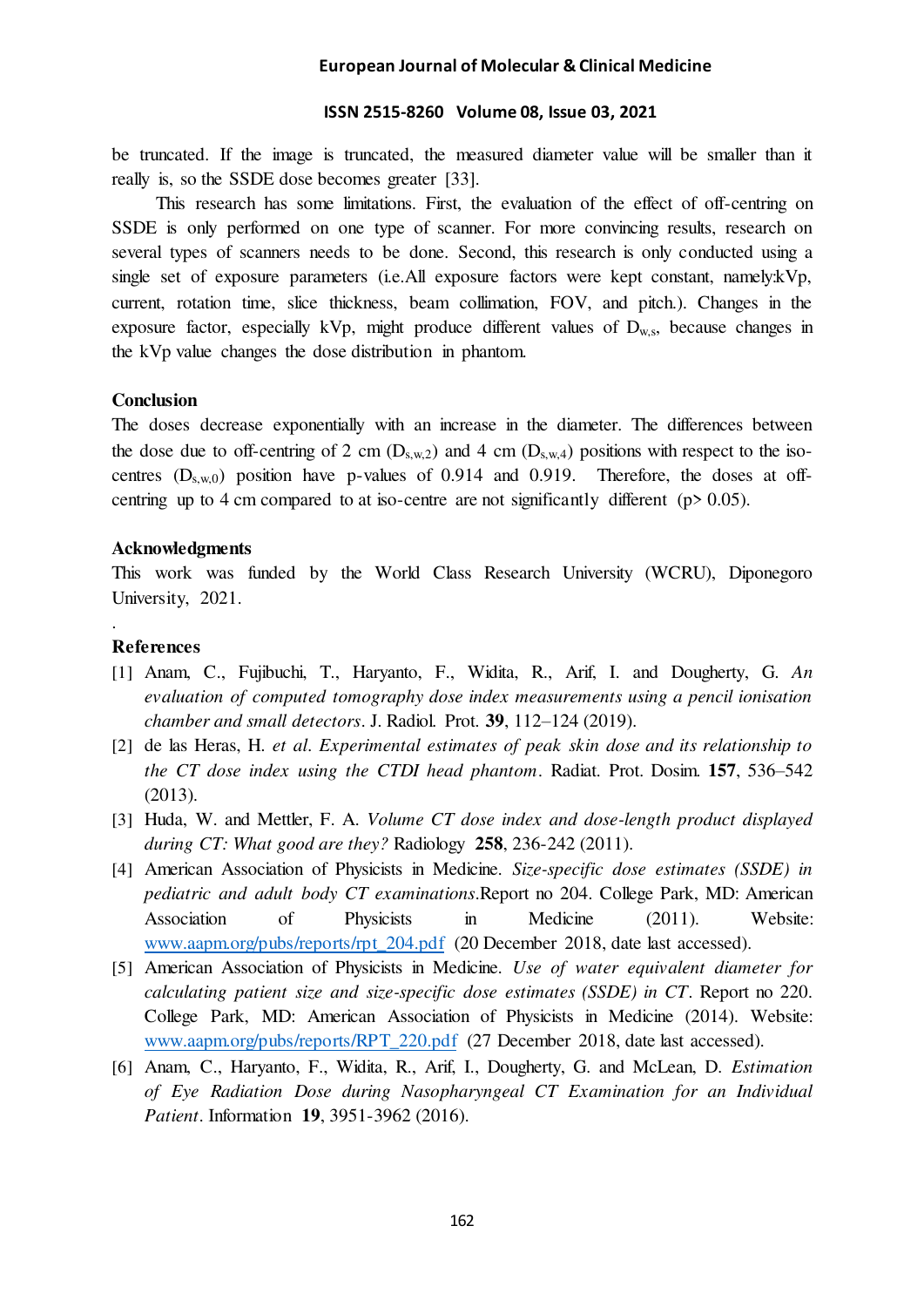be truncated. If the image is truncated, the measured diameter value will be smaller than it really is, so the SSDE dose becomes greater [33].

This research has some limitations. First, the evaluation of the effect of off-centring on SSDE is only performed on one type of scanner. For more convincing results, research on several types of scanners needs to be done. Second, this research is only conducted using a single set of exposure parameters (i.e.All exposure factors were kept constant, namely:kVp, current, rotation time, slice thickness, beam collimation, FOV, and pitch.). Changes in the exposure factor, especially kVp, might produce different values of $D_{w,s}$, because changes in the kVp value changes the dose distribution in phantom.

## Conclusion

The doses decrease exponentially with an increase in the diameter. The differences between the dose due to off-centring of 2 cm ($D_{s,w,2}$) and 4 cm ($D_{s,w,4}$) positions with respect to the iso-centres ($D_{s,w,0}$) position have p-values of 0.914 and 0.919. Therefore, the doses at off-centring up to 4 cm compared to at iso-centre are not significantly different ($p > 0.05$).

## Acknowledgments

This work was funded by the World Class Research University (WCRU), Diponegoro University, 2021.

.

## References

[1] Anam, C., Fujibuchi, T., Haryanto, F., Widita, R., Arif, I. and Dougherty, G. *An evaluation of computed tomography dose index measurements using a pencil ionisation chamber and small detectors*. J. Radiol. Prot. **39**, 112–124 (2019).

[2] de las Heras, H. *et al*. *Experimental estimates of peak skin dose and its relationship to the CT dose index using the CTDI head phantom*. Radiat. Prot. Dosim. **157**, 536–542 (2013).

[3] Huda, W. and Mettler, F. A. *Volume CT dose index and dose-length product displayed during CT: What good are they?* Radiology **258**, 236-242 (2011).

[4] American Association of Physicists in Medicine. *Size-specific dose estimates (SSDE) in pediatric and adult body CT examinations*.Report no 204. College Park, MD: American Association of Physicists in Medicine (2011). Website: www.aapm.org/pubs/reports/rpt_204.pdf (20 December 2018, date last accessed).

[5] American Association of Physicists in Medicine. *Use of water equivalent diameter for calculating patient size and size-specific dose estimates (SSDE) in CT*. Report no 220. College Park, MD: American Association of Physicists in Medicine (2014). Website: www.aapm.org/pubs/reports/RPT_220.pdf (27 December 2018, date last accessed).

[6] Anam, C., Haryanto, F., Widita, R., Arif, I., Dougherty, G. and McLean, D. *Estimation of Eye Radiation Dose during Nasopharyngeal CT Examination for an Individual Patient*. Information **19**, 3951-3962 (2016).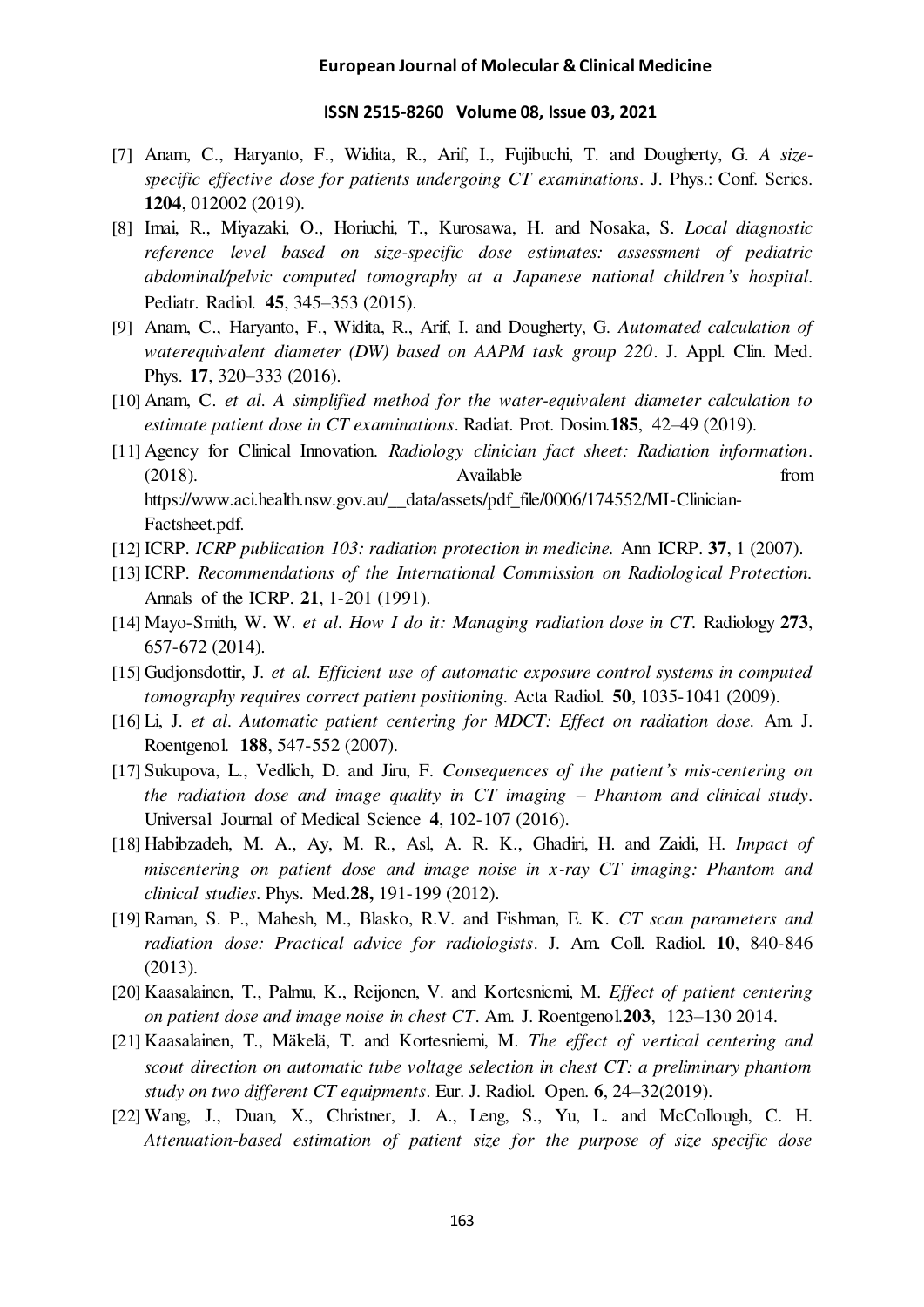[7] Anam, C., Haryanto, F., Widita, R., Arif, I., Fujibuchi, T. and Dougherty, G. *A size-specific effective dose for patients undergoing CT examinations*. J. Phys.: Conf. Series. **1204**, 012002 (2019).

[8] Imai, R., Miyazaki, O., Horiuchi, T., Kurosawa, H. and Nosaka, S. *Local diagnostic reference level based on size-specific dose estimates: assessment of pediatric abdominal/pelvic computed tomography at a Japanese national children's hospital*. Pediatr. Radiol. **45**, 345–353 (2015).

[9] Anam, C., Haryanto, F., Widita, R., Arif, I. and Dougherty, G. *Automated calculation of waterequivalent diameter (DW) based on AAPM task group 220*. J. Appl. Clin. Med. Phys. **17**, 320–333 (2016).

[10] Anam, C. *et al*. *A simplified method for the water-equivalent diameter calculation to estimate patient dose in CT examinations*. Radiat. Prot. Dosim.**185**, 42–49 (2019).

[11] Agency for Clinical Innovation. *Radiology clinician fact sheet: Radiation information*. (2018). Available from https://www.aci.health.nsw.gov.au/__data/assets/pdf_file/0006/174552/MI-Clinician-Factsheet.pdf.

[12] ICRP. *ICRP publication 103: radiation protection in medicine.* Ann ICRP. **37**, 1 (2007).

[13] ICRP. *Recommendations of the International Commission on Radiological Protection.* Annals of the ICRP. **21**, 1-201 (1991).

[14] Mayo-Smith, W. W. *et al*. *How I do it: Managing radiation dose in CT.* Radiology **273**, 657-672 (2014).

[15] Gudjonsdottir, J. *et al. Efficient use of automatic exposure control systems in computed tomography requires correct patient positioning.* Acta Radiol. **50**, 1035-1041 (2009).

[16] Li, J. *et al*. *Automatic patient centering for MDCT: Effect on radiation dose.* Am. J. Roentgenol. **188**, 547-552 (2007).

[17] Sukupova, L., Vedlich, D. and Jiru, F. *Consequences of the patient's mis-centering on the radiation dose and image quality in CT imaging – Phantom and clinical study*. Universal Journal of Medical Science **4**, 102-107 (2016).

[18] Habibzadeh, M. A., Ay, M. R., Asl, A. R. K., Ghadiri, H. and Zaidi, H. *Impact of miscentering on patient dose and image noise in x-ray CT imaging: Phantom and clinical studies*. Phys. Med.**28,** 191-199 (2012).

[19] Raman, S. P., Mahesh, M., Blasko, R.V. and Fishman, E. K. *CT scan parameters and radiation dose: Practical advice for radiologists*. J. Am. Coll. Radiol. **10**, 840-846 (2013).

[20] Kaasalainen, T., Palmu, K., Reijonen, V. and Kortesniemi, M. *Effect of patient centering on patient dose and image noise in chest CT*. Am. J. Roentgenol.**203**, 123–130 2014.

[21] Kaasalainen, T., Mäkelä, T. and Kortesniemi, M. *The effect of vertical centering and scout direction on automatic tube voltage selection in chest CT: a preliminary phantom study on two different CT equipments*. Eur. J. Radiol. Open. **6**, 24–32(2019).

[22] Wang, J., Duan, X., Christner, J. A., Leng, S., Yu, L. and McCollough, C. H. *Attenuation-based estimation of patient size for the purpose of size specific dose*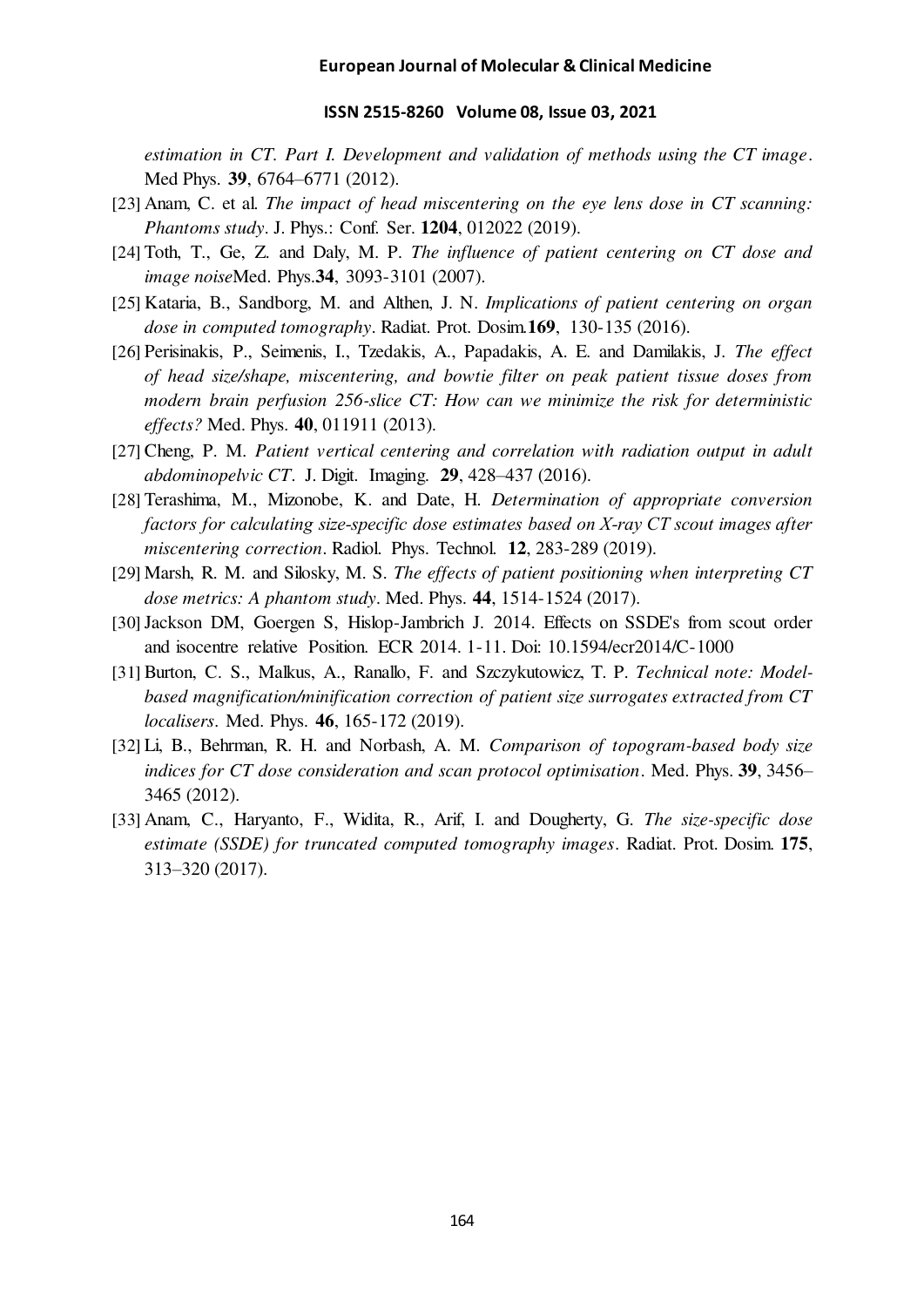*estimation in CT. Part I. Development and validation of methods using the CT image*. Med Phys. **39**, 6764–6771 (2012).

[23] Anam, C. et al. *The impact of head miscentering on the eye lens dose in CT scanning: Phantoms study*. J. Phys.: Conf. Ser. **1204**, 012022 (2019).

[24] Toth, T., Ge, Z. and Daly, M. P. *The influence of patient centering on CT dose and image noise*Med. Phys.**34**, 3093-3101 (2007).

[25] Kataria, B., Sandborg, M. and Althen, J. N. *Implications of patient centering on organ dose in computed tomography*. Radiat. Prot. Dosim.**169**, 130-135 (2016).

[26] Perisinakis, P., Seimenis, I., Tzedakis, A., Papadakis, A. E. and Damilakis, J. *The effect of head size/shape, miscentering, and bowtie filter on peak patient tissue doses from modern brain perfusion 256-slice CT: How can we minimize the risk for deterministic effects?* Med. Phys. **40**, 011911 (2013).

[27] Cheng, P. M. *Patient vertical centering and correlation with radiation output in adult abdominopelvic CT*. J. Digit. Imaging. **29**, 428–437 (2016).

[28] Terashima, M., Mizonobe, K. and Date, H. *Determination of appropriate conversion factors for calculating size-specific dose estimates based on X-ray CT scout images after miscentering correction*. Radiol. Phys. Technol. **12**, 283-289 (2019).

[29] Marsh, R. M. and Silosky, M. S. *The effects of patient positioning when interpreting CT dose metrics: A phantom study*. Med. Phys. **44**, 1514-1524 (2017).

[30] Jackson DM, Goergen S, Hislop-Jambrich J. 2014. Effects on SSDE's from scout order and isocentre relative Position. ECR 2014. 1-11. Doi: 10.1594/ecr2014/C-1000

[31] Burton, C. S., Malkus, A., Ranallo, F. and Szczykutowicz, T. P. *Technical note: Model-based magnification/minification correction of patient size surrogates extracted from CT localisers*. Med. Phys. **46**, 165-172 (2019).

[32] Li, B., Behrman, R. H. and Norbash, A. M. *Comparison of topogram-based body size indices for CT dose consideration and scan protocol optimisation*. Med. Phys. **39**, 3456–3465 (2012).

[33] Anam, C., Haryanto, F., Widita, R., Arif, I. and Dougherty, G. *The size-specific dose estimate (SSDE) for truncated computed tomography images*. Radiat. Prot. Dosim. **175**, 313–320 (2017).